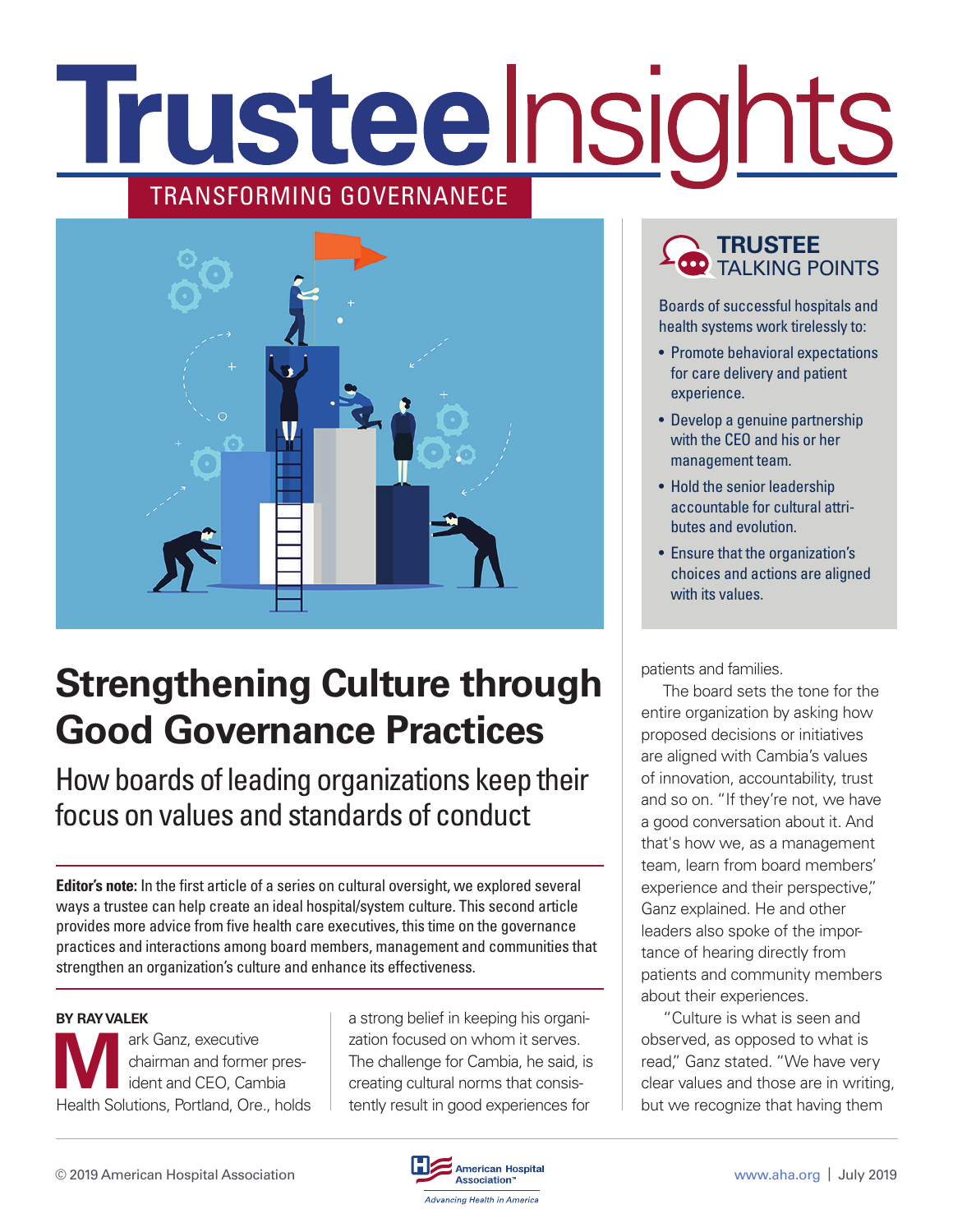# Trustee Insights

TRANSFORMING GOVERNANECE

## Strengthening Culture through Good Governance Practices

### How boards of leading organizations keep their focus on values and standards of conduct

**Editor's note:** In the first article of a series on cultural oversight, we explored several ways a trustee can help create an ideal hospital/system culture. This second article provides more advice from five health care executives, this time on the governance practices and interactions among board members, management and communities that strengthen an organization's culture and enhance its effectiveness.

**BY RAY VALEK**

Mark Ganz, executive chairman and former president and CEO, Cambia Health Solutions, Portland, Ore., holds a strong belief in keeping his organization focused on whom it serves. The challenge for Cambia, he said, is creating cultural norms that consistently result in good experiences for patients and families.

The board sets the tone for the entire organization by asking how proposed decisions or initiatives are aligned with Cambia's values of innovation, accountability, trust and so on. "If they're not, we have a good conversation about it. And that's how we, as a management team, learn from board members' experience and their perspective," Ganz explained. He and other leaders also spoke of the importance of hearing directly from patients and community members about their experiences.

"Culture is what is seen and observed, as opposed to what is read," Ganz stated. "We have very clear values and those are in writing, but we recognize that having them

---

**TRUSTEE TALKING POINTS**

Boards of successful hospitals and health systems work tirelessly to:

- Promote behavioral expectations for care delivery and patient experience.
- Develop a genuine partnership with the CEO and his or her management team.
- Hold the senior leadership accountable for cultural attributes and evolution.
- Ensure that the organization's choices and actions are aligned with its values.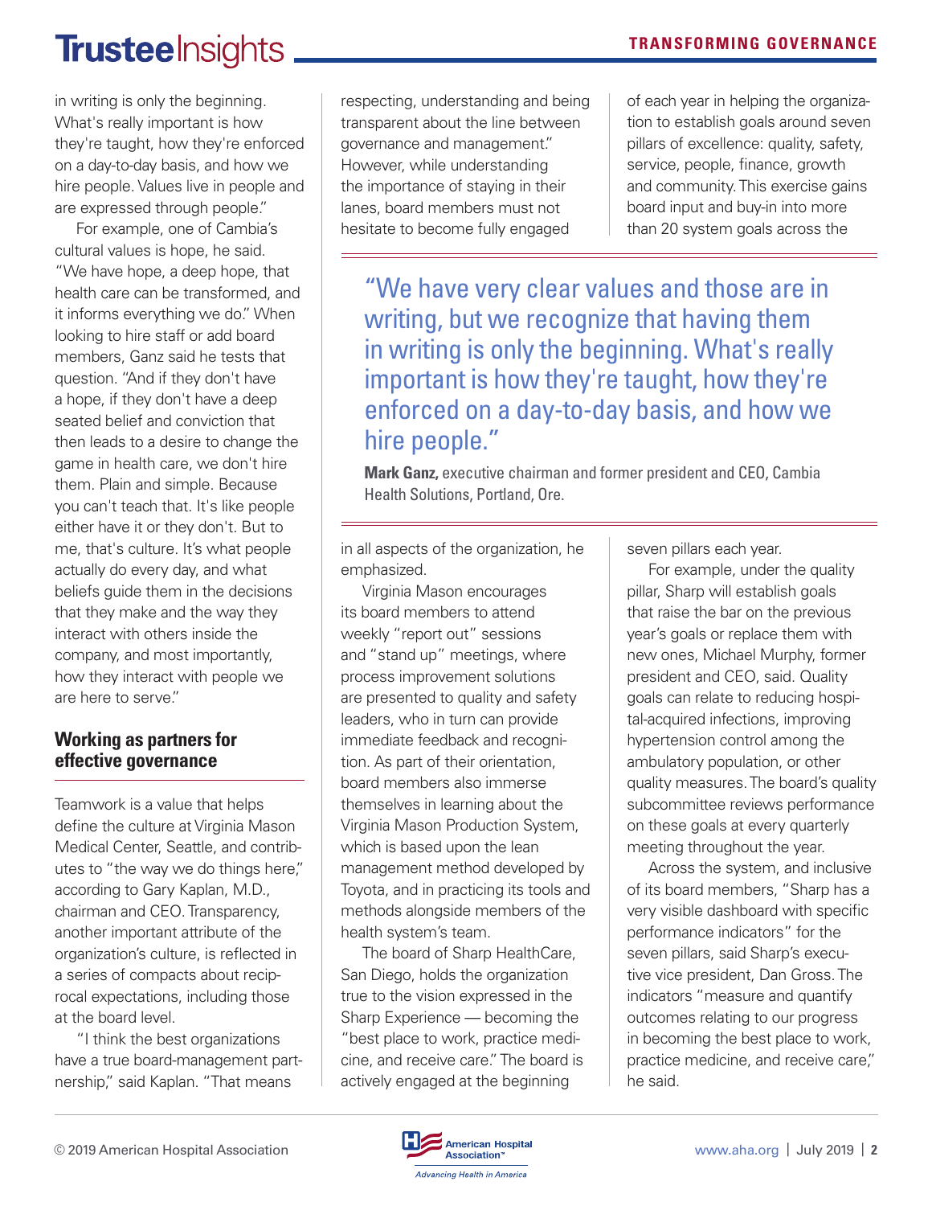in writing is only the beginning. What's really important is how they're taught, how they're enforced on a day-to-day basis, and how we hire people. Values live in people and are expressed through people."

For example, one of Cambia's cultural values is hope, he said. "We have hope, a deep hope, that health care can be transformed, and it informs everything we do." When looking to hire staff or add board members, Ganz said he tests that question. "And if they don't have a hope, if they don't have a deep seated belief and conviction that then leads to a desire to change the game in health care, we don't hire them. Plain and simple. Because you can't teach that. It's like people either have it or they don't. But to me, that's culture. It's what people actually do every day, and what beliefs guide them in the decisions that they make and the way they interact with others inside the company, and most importantly, how they interact with people we are here to serve."

## Working as partners for effective governance

Teamwork is a value that helps define the culture at Virginia Mason Medical Center, Seattle, and contributes to "the way we do things here," according to Gary Kaplan, M.D., chairman and CEO. Transparency, another important attribute of the organization's culture, is reflected in a series of compacts about reciprocal expectations, including those at the board level.

"I think the best organizations have a true board-management partnership," said Kaplan. "That means respecting, understanding and being transparent about the line between governance and management." However, while understanding the importance of staying in their lanes, board members must not hesitate to become fully engaged in all aspects of the organization, he emphasized.

> "We have very clear values and those are in writing, but we recognize that having them in writing is only the beginning. What's really important is how they're taught, how they're enforced on a day-to-day basis, and how we hire people."
>
> **Mark Ganz,** executive chairman and former president and CEO, Cambia Health Solutions, Portland, Ore.

Virginia Mason encourages its board members to attend weekly "report out" sessions and "stand up" meetings, where process improvement solutions are presented to quality and safety leaders, who in turn can provide immediate feedback and recognition. As part of their orientation, board members also immerse themselves in learning about the Virginia Mason Production System, which is based upon the lean management method developed by Toyota, and in practicing its tools and methods alongside members of the health system's team.

The board of Sharp HealthCare, San Diego, holds the organization true to the vision expressed in the Sharp Experience — becoming the "best place to work, practice medicine, and receive care." The board is actively engaged at the beginning of each year in helping the organization to establish goals around seven pillars of excellence: quality, safety, service, people, finance, growth and community. This exercise gains board input and buy-in into more than 20 system goals across the seven pillars each year.

For example, under the quality pillar, Sharp will establish goals that raise the bar on the previous year's goals or replace them with new ones, Michael Murphy, former president and CEO, said. Quality goals can relate to reducing hospital-acquired infections, improving hypertension control among the ambulatory population, or other quality measures. The board's quality subcommittee reviews performance on these goals at every quarterly meeting throughout the year.

Across the system, and inclusive of its board members, "Sharp has a very visible dashboard with specific performance indicators" for the seven pillars, said Sharp's executive vice president, Dan Gross. The indicators "measure and quantify outcomes relating to our progress in becoming the best place to work, practice medicine, and receive care," he said.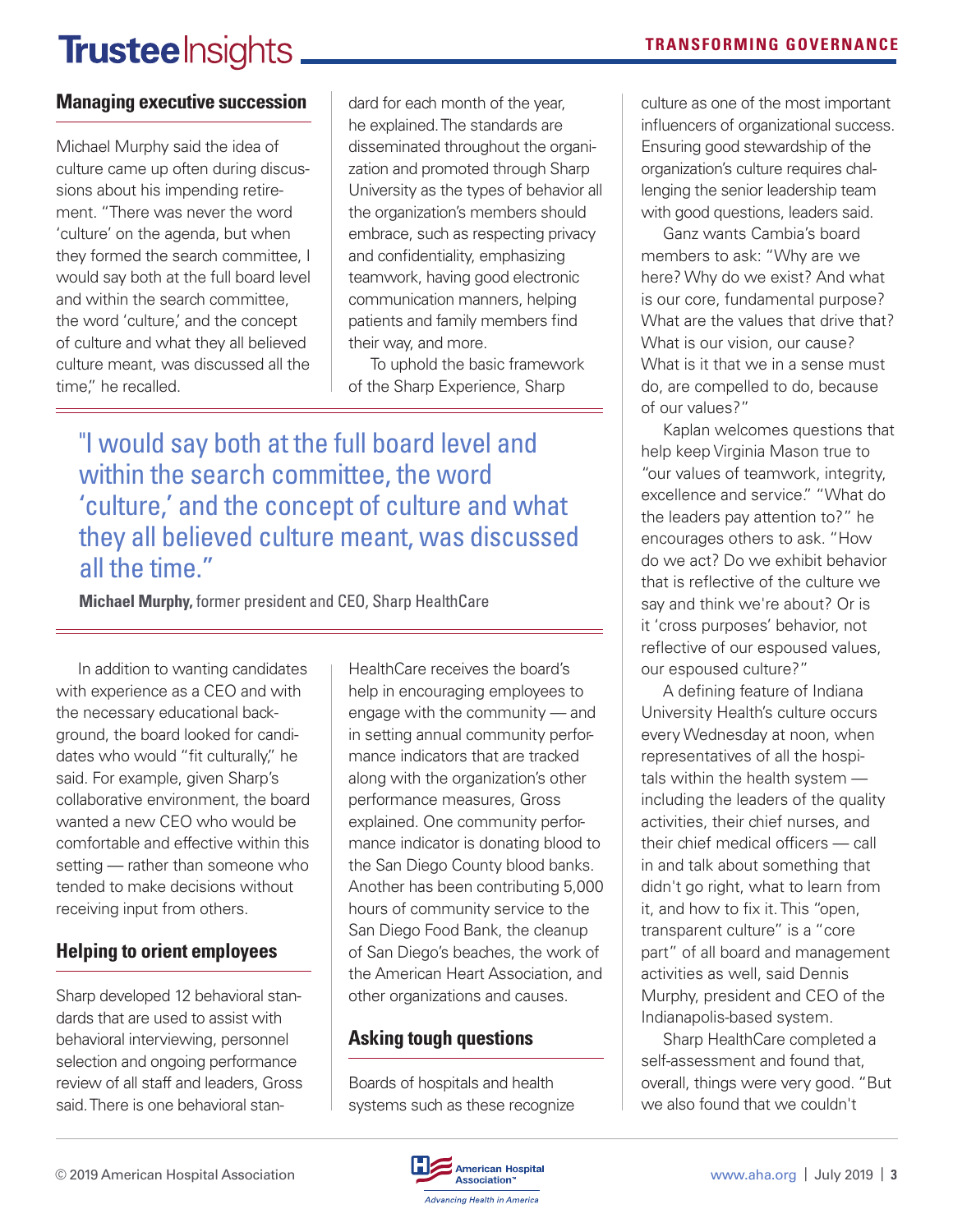## Managing executive succession

Michael Murphy said the idea of culture came up often during discussions about his impending retirement. "There was never the word 'culture' on the agenda, but when they formed the search committee, I would say both at the full board level and within the search committee, the word 'culture,' and the concept of culture and what they all believed culture meant, was discussed all the time," he recalled.

> "I would say both at the full board level and within the search committee, the word 'culture,' and the concept of culture and what they all believed culture meant, was discussed all the time."
>
> **Michael Murphy,** former president and CEO, Sharp HealthCare

In addition to wanting candidates with experience as a CEO and with the necessary educational background, the board looked for candidates who would "fit culturally," he said. For example, given Sharp's collaborative environment, the board wanted a new CEO who would be comfortable and effective within this setting — rather than someone who tended to make decisions without receiving input from others.

## Helping to orient employees

Sharp developed 12 behavioral standards that are used to assist with behavioral interviewing, personnel selection and ongoing performance review of all staff and leaders, Gross said. There is one behavioral standard for each month of the year, he explained. The standards are disseminated throughout the organization and promoted through Sharp University as the types of behavior all the organization's members should embrace, such as respecting privacy and confidentiality, emphasizing teamwork, having good electronic communication manners, helping patients and family members find their way, and more.

To uphold the basic framework of the Sharp Experience, Sharp HealthCare receives the board's help in encouraging employees to engage with the community — and in setting annual community performance indicators that are tracked along with the organization's other performance measures, Gross explained. One community performance indicator is donating blood to the San Diego County blood banks. Another has been contributing 5,000 hours of community service to the San Diego Food Bank, the cleanup of San Diego's beaches, the work of the American Heart Association, and other organizations and causes.

## Asking tough questions

Boards of hospitals and health systems such as these recognize culture as one of the most important influencers of organizational success. Ensuring good stewardship of the organization's culture requires challenging the senior leadership team with good questions, leaders said.

Ganz wants Cambia's board members to ask: "Why are we here? Why do we exist? And what is our core, fundamental purpose? What are the values that drive that? What is our vision, our cause? What is it that we in a sense must do, are compelled to do, because of our values?"

Kaplan welcomes questions that help keep Virginia Mason true to "our values of teamwork, integrity, excellence and service." "What do the leaders pay attention to?" he encourages others to ask. "How do we act? Do we exhibit behavior that is reflective of the culture we say and think we're about? Or is it 'cross purposes' behavior, not reflective of our espoused values, our espoused culture?"

A defining feature of Indiana University Health's culture occurs every Wednesday at noon, when representatives of all the hospitals within the health system — including the leaders of the quality activities, their chief nurses, and their chief medical officers — call in and talk about something that didn't go right, what to learn from it, and how to fix it. This "open, transparent culture" is a "core part" of all board and management activities as well, said Dennis Murphy, president and CEO of the Indianapolis-based system.

Sharp HealthCare completed a self-assessment and found that, overall, things were very good. "But we also found that we couldn't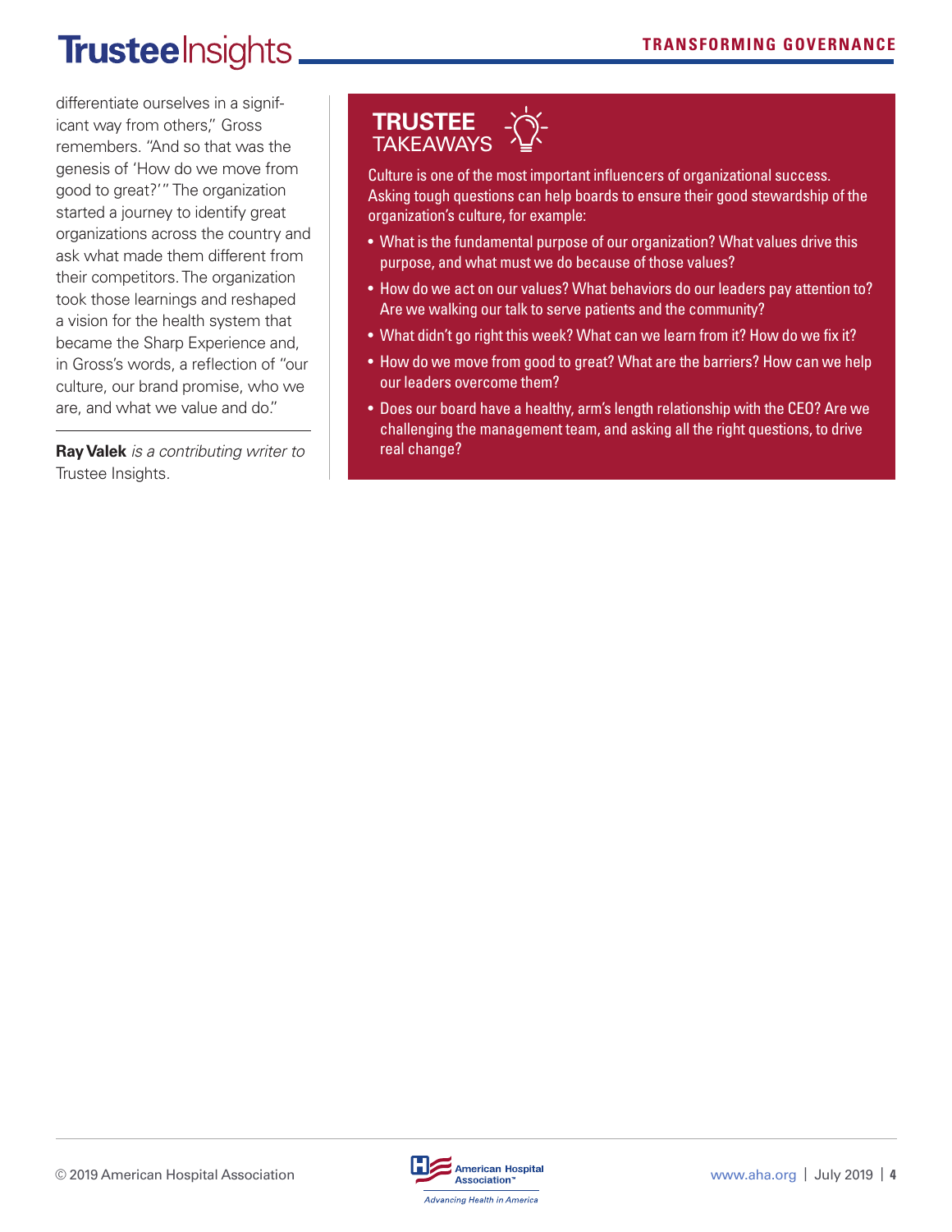differentiate ourselves in a significant way from others," Gross remembers. "And so that was the genesis of 'How do we move from good to great?'" The organization started a journey to identify great organizations across the country and ask what made them different from their competitors. The organization took those learnings and reshaped a vision for the health system that became the Sharp Experience and, in Gross's words, a reflection of "our culture, our brand promise, who we are, and what we value and do."

---

**Ray Valek** *is a contributing writer to* Trustee Insights.

## TRUSTEE TAKEAWAYS

Culture is one of the most important influencers of organizational success. Asking tough questions can help boards to ensure their good stewardship of the organization's culture, for example:

- What is the fundamental purpose of our organization? What values drive this purpose, and what must we do because of those values?
- How do we act on our values? What behaviors do our leaders pay attention to? Are we walking our talk to serve patients and the community?
- What didn't go right this week? What can we learn from it? How do we fix it?
- How do we move from good to great? What are the barriers? How can we help our leaders overcome them?
- Does our board have a healthy, arm's length relationship with the CEO? Are we challenging the management team, and asking all the right questions, to drive real change?